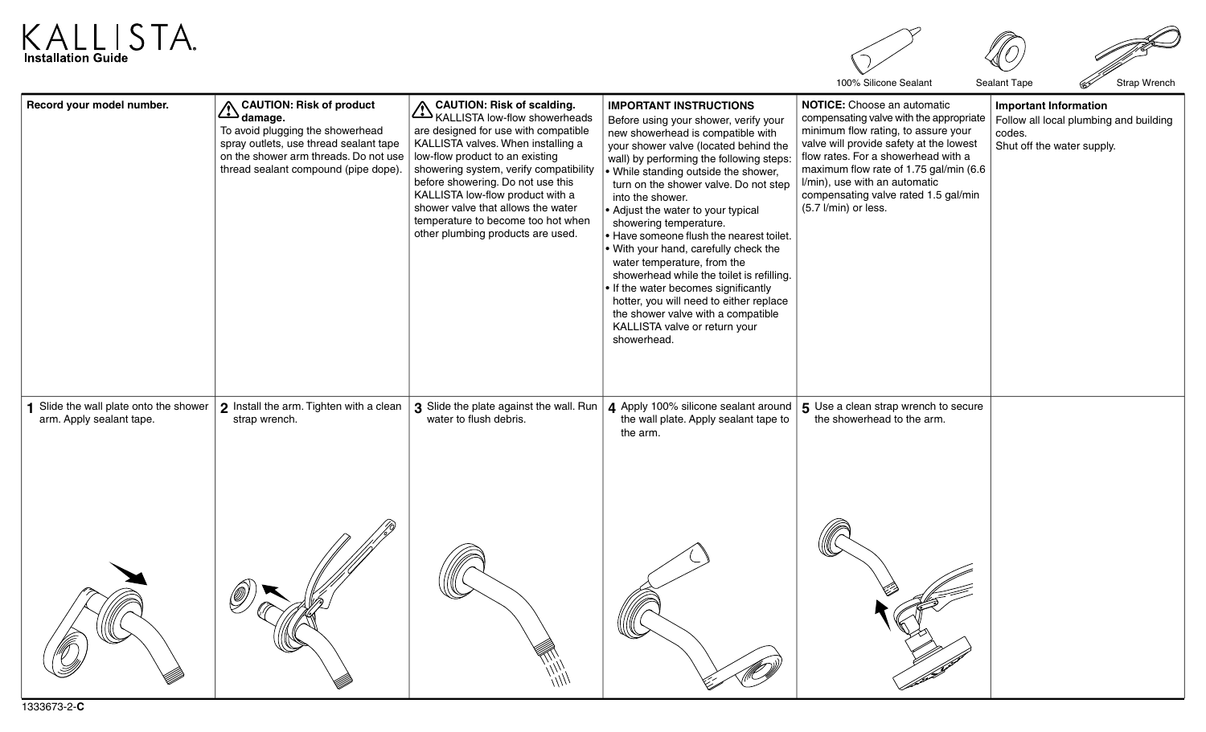# KALLISTA

**Installation Guide**

100% Silicone Sealant

Sealant Tape

Strap Wrench

**Record your model number.**

**CAUTION: Risk of product damage.**
To avoid plugging the showerhead spray outlets, use thread sealant tape on the shower arm threads. Do not use thread sealant compound (pipe dope).

**CAUTION: Risk of scalding.** KALLISTA low-flow showerheads are designed for use with compatible KALLISTA valves. When installing a low-flow product to an existing showering system, verify compatibility before showering. Do not use this KALLISTA low-flow product with a shower valve that allows the water temperature to become too hot when other plumbing products are used.

**IMPORTANT INSTRUCTIONS**

Before using your shower, verify your new showerhead is compatible with your shower valve (located behind the wall) by performing the following steps:

- While standing outside the shower, turn on the shower valve. Do not step into the shower.
- Adjust the water to your typical showering temperature.
- Have someone flush the nearest toilet.
- With your hand, carefully check the water temperature, from the showerhead while the toilet is refilling.
- If the water becomes significantly hotter, you will need to either replace the shower valve with a compatible KALLISTA valve or return your showerhead.

**NOTICE:** Choose an automatic compensating valve with the appropriate minimum flow rating, to assure your valve will provide safety at the lowest flow rates. For a showerhead with a maximum flow rate of 1.75 gal/min (6.6 l/min), use with an automatic compensating valve rated 1.5 gal/min (5.7 l/min) or less.

**Important Information**

Follow all local plumbing and building codes.

Shut off the water supply.

1. Slide the wall plate onto the shower arm. Apply sealant tape.
2. Install the arm. Tighten with a clean strap wrench.
3. Slide the plate against the wall. Run water to flush debris.
4. Apply 100% silicone sealant around the wall plate. Apply sealant tape to the arm.
5. Use a clean strap wrench to secure the showerhead to the arm.

1333673-2-**C**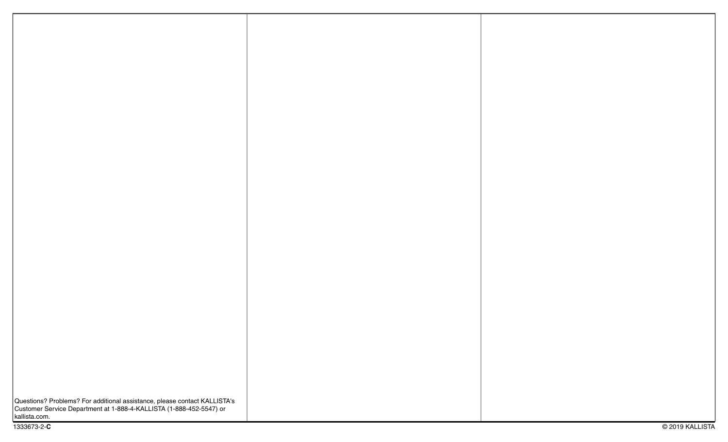Questions? Problems? For additional assistance, please contact KALLISTA's Customer Service Department at 1-888-4-KALLISTA (1-888-452-5547) or kallista.com.

1333673-2-**C**

© 2019 KALLISTA